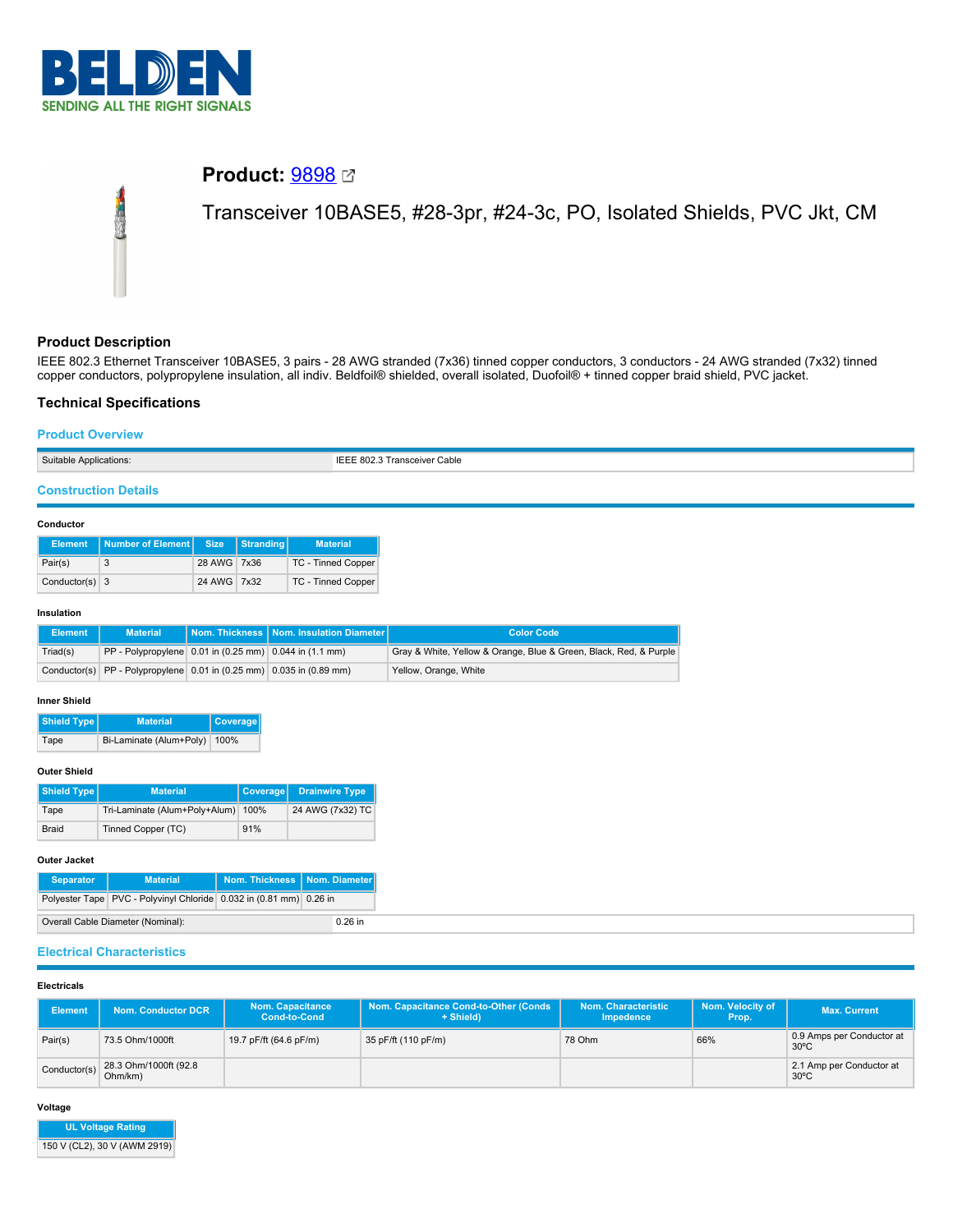# Product: 9898

## Transceiver 10BASE5, #28-3pr, #24-3c, PO, Isolated Shields, PVC Jkt, CM

## Product Description

IEEE 802.3 Ethernet Transceiver 10BASE5, 3 pairs - 28 AWG stranded (7x36) tinned copper conductors, 3 conductors - 24 AWG stranded (7x32) tinned copper conductors, polypropylene insulation, all indiv. Beldfoil® shielded, overall isolated, Duofoil® + tinned copper braid shield, PVC jacket.

## Technical Specifications

### Product Overview

| Suitable Applications: | IEEE 802.3 Transceiver Cable |
|---|---|

### Construction Details

#### Conductor

| Element | Number of Element | Size | Stranding | Material |
|---|---|---|---|---|
| Pair(s) | 3 | 28 AWG | 7x36 | TC - Tinned Copper |
| Conductor(s) | 3 | 24 AWG | 7x32 | TC - Tinned Copper |

#### Insulation

| Element | Material | Nom. Thickness | Nom. Insulation Diameter | Color Code |
|---|---|---|---|---|
| Triad(s) | PP - Polypropylene | 0.01 in (0.25 mm) | 0.044 in (1.1 mm) | Gray & White, Yellow & Orange, Blue & Green, Black, Red, & Purple |
| Conductor(s) | PP - Polypropylene | 0.01 in (0.25 mm) | 0.035 in (0.89 mm) | Yellow, Orange, White |

#### Inner Shield

| Shield Type | Material | Coverage |
|---|---|---|
| Tape | Bi-Laminate (Alum+Poly) | 100% |

#### Outer Shield

| Shield Type | Material | Coverage | Drainwire Type |
|---|---|---|---|
| Tape | Tri-Laminate (Alum+Poly+Alum) | 100% | 24 AWG (7x32) TC |
| Braid | Tinned Copper (TC) | 91% | |

#### Outer Jacket

| Separator | Material | Nom. Thickness | Nom. Diameter |
|---|---|---|---|
| Polyester Tape | PVC - Polyvinyl Chloride | 0.032 in (0.81 mm) | 0.26 in |

| Overall Cable Diameter (Nominal): | 0.26 in |
|---|---|

### Electrical Characteristics

#### Electricals

| Element | Nom. Conductor DCR | Nom. Capacitance Cond-to-Cond | Nom. Capacitance Cond-to-Other (Conds + Shield) | Nom. Characteristic Impedence | Nom. Velocity of Prop. | Max. Current |
|---|---|---|---|---|---|---|
| Pair(s) | 73.5 Ohm/1000ft | 19.7 pF/ft (64.6 pF/m) | 35 pF/ft (110 pF/m) | 78 Ohm | 66% | 0.9 Amps per Conductor at 30ºC |
| Conductor(s) | 28.3 Ohm/1000ft (92.8 Ohm/km) | | | | | 2.1 Amp per Conductor at 30ºC |

#### Voltage

| UL Voltage Rating |
|---|
| 150 V (CL2), 30 V (AWM 2919) |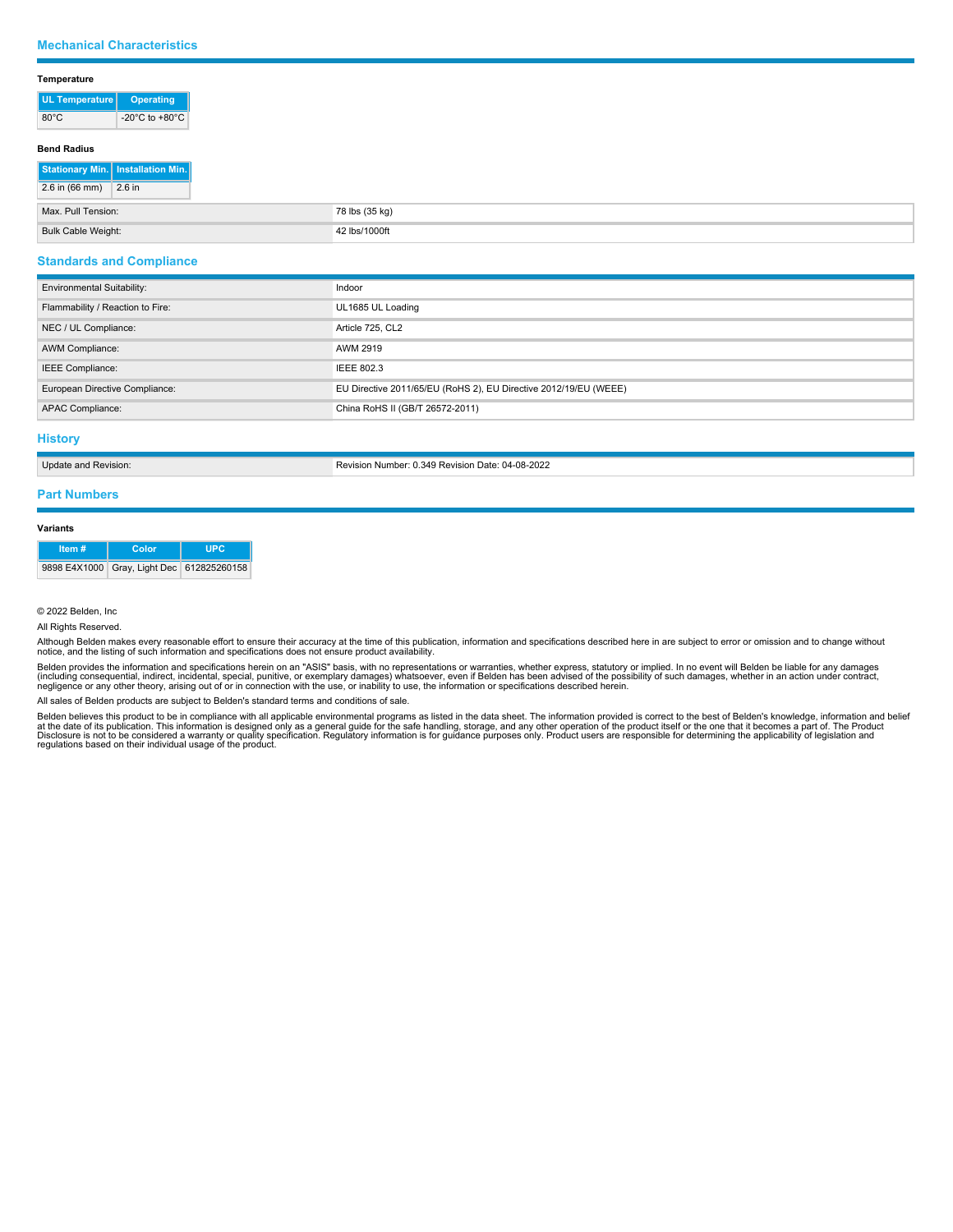## Mechanical Characteristics

### Temperature

| UL Temperature | Operating |
|---|---|
| 80°C | -20°C to +80°C |

### Bend Radius

| Stationary Min. | Installation Min. |
|---|---|
| 2.6 in (66 mm) | 2.6 in |

| | |
|---|---|
| Max. Pull Tension: | 78 lbs (35 kg) |
| Bulk Cable Weight: | 42 lbs/1000ft |

## Standards and Compliance

| | |
|---|---|
| Environmental Suitability: | Indoor |
| Flammability / Reaction to Fire: | UL1685 UL Loading |
| NEC / UL Compliance: | Article 725, CL2 |
| AWM Compliance: | AWM 2919 |
| IEEE Compliance: | IEEE 802.3 |
| European Directive Compliance: | EU Directive 2011/65/EU (RoHS 2), EU Directive 2012/19/EU (WEEE) |
| APAC Compliance: | China RoHS II (GB/T 26572-2011) |

## History

| | |
|---|---|
| Update and Revision: | Revision Number: 0.349 Revision Date: 04-08-2022 |

## Part Numbers

### Variants

| Item # | Color | UPC |
|---|---|---|
| 9898 E4X1000 | Gray, Light Dec | 612825260158 |

© 2022 Belden, Inc

All Rights Reserved.

Although Belden makes every reasonable effort to ensure their accuracy at the time of this publication, information and specifications described here in are subject to error or omission and to change without notice, and the listing of such information and specifications does not ensure product availability.

Belden provides the information and specifications herein on an "ASIS" basis, with no representations or warranties, whether express, statutory or implied. In no event will Belden be liable for any damages (including consequential, indirect, incidental, special, punitive, or exemplary damages) whatsoever, even if Belden has been advised of the possibility of such damages, whether in an action under contract, negligence or any other theory, arising out of or in connection with the use, or inability to use, the information or specifications described herein.

All sales of Belden products are subject to Belden's standard terms and conditions of sale.

Belden believes this product to be in compliance with all applicable environmental programs as listed in the data sheet. The information provided is correct to the best of Belden's knowledge, information and belief at the date of its publication. This information is designed only as a general guide for the safe handling, storage, and any other operation of the product itself or the one that it becomes a part of. The Product Disclosure is not to be considered a warranty or quality specification. Regulatory information is for guidance purposes only. Product users are responsible for determining the applicability of legislation and regulations based on their individual usage of the product.